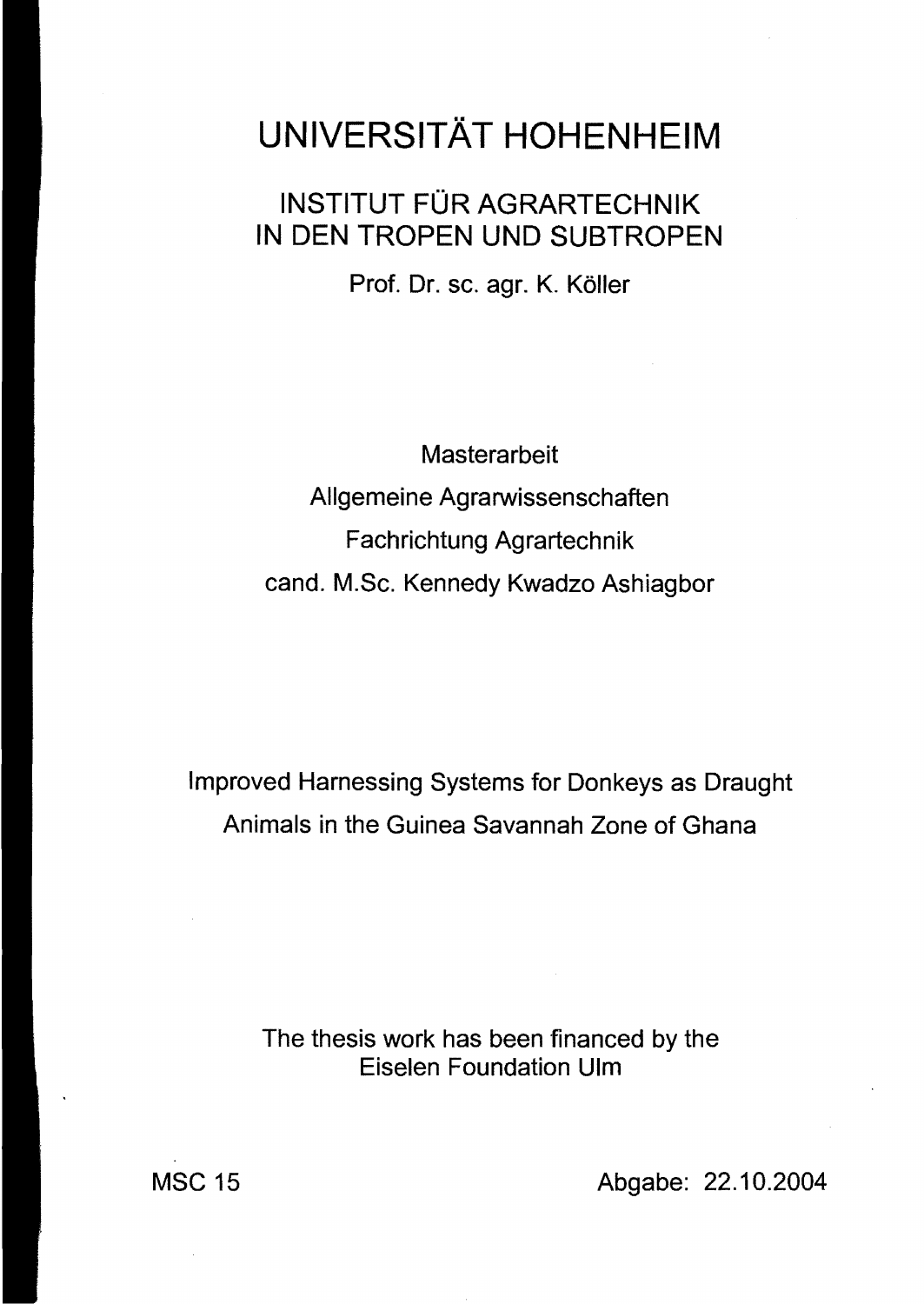# UNIVERSITÄT HOHENHEIM

## INSTITUT FÜR AGRARTECHNIK IN DEN TROPEN UND SUBTROPEN

Prof. Dr. sc. agr. K. Köller

Masterarbeit

Allgemeine Agrarwissenschaften

Fachrichtung Agrartechnik

cand. M.Sc. Kennedy Kwadzo Ashiagbor

Improved Harnessing Systems for Donkeys as Draught Animals in the Guinea Savannah Zone of Ghana

The thesis work has been financed by the Eiselen Foundation Ulm

MSC 15

Abgabe: 22.10.2004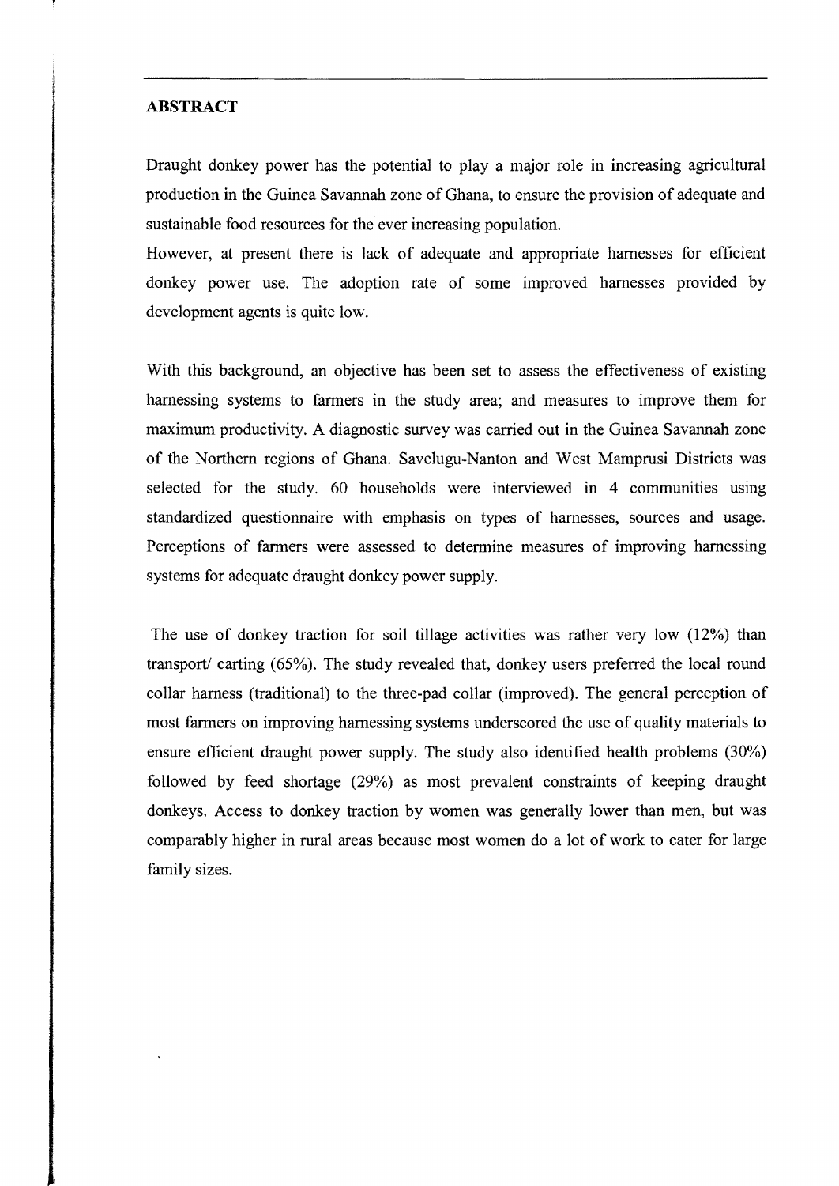## ABSTRACT

Draught donkey power has the potential to play a major role in increasing agricultural production in the Guinea Savannah zone of Ghana, to ensure the provision of adequate and sustainable food resources for the ever increasing population.

However, at present there is lack of adequate and appropriate harnesses for efficient donkey power use. The adoption rate of some improved harnesses provided by development agents is quite low.

With this background, an objective has been set to assess the effectiveness of existing harnessing systems to farmers in the study area; and measures to improve them for maximum productivity. A diagnostic survey was carried out in the Guinea Savannah zone of the Northern regions of Ghana. Savelugu-Nanton and West Mamprusi Districts was selected for the study. 60 households were interviewed in 4 communities using standardized questionnaire with emphasis on types of harnesses, sources and usage. Perceptions of farmers were assessed to determine measures of improving harnessing systems for adequate draught donkey power supply.

The use of donkey traction for soil tillage activities was rather very low (12%) than transport/ carting (65%). The study revealed that, donkey users preferred the local round collar harness (traditional) to the three-pad collar (improved). The general perception of most farmers on improving harnessing systems underscored the use of quality materials to ensure efficient draught power supply. The study also identified health problems (30%) followed by feed shortage (29%) as most prevalent constraints of keeping draught donkeys. Access to donkey traction by women was generally lower than men, but was comparably higher in rural areas because most women do a lot of work to cater for large family sizes.